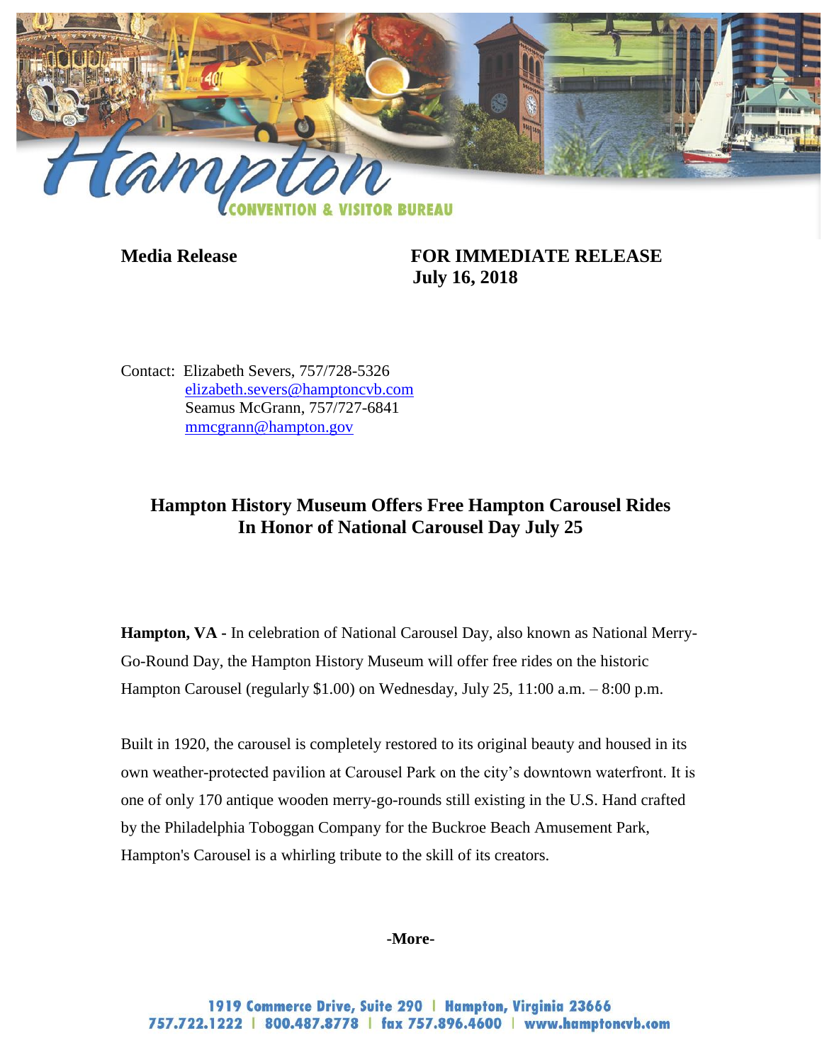Hampton

CONVENTION & VISITOR BUREAU

**Media Release** **FOR IMMEDIATE RELEASE**
**July 16, 2018**

Contact: Elizabeth Severs, 757/728-5326
elizabeth.severs@hamptoncvb.com
Seamus McGrann, 757/727-6841
mmcgrann@hampton.gov

## Hampton History Museum Offers Free Hampton Carousel Rides In Honor of National Carousel Day July 25

**Hampton, VA -** In celebration of National Carousel Day, also known as National Merry-Go-Round Day, the Hampton History Museum will offer free rides on the historic Hampton Carousel (regularly $1.00) on Wednesday, July 25, 11:00 a.m. – 8:00 p.m.

Built in 1920, the carousel is completely restored to its original beauty and housed in its own weather-protected pavilion at Carousel Park on the city's downtown waterfront. It is one of only 170 antique wooden merry-go-rounds still existing in the U.S. Hand crafted by the Philadelphia Toboggan Company for the Buckroe Beach Amusement Park, Hampton's Carousel is a whirling tribute to the skill of its creators.

**-More-**

1919 Commerce Drive, Suite 290 | Hampton, Virginia 23666
757.722.1222 | 800.487.8778 | fax 757.896.4600 | www.hamptoncvb.com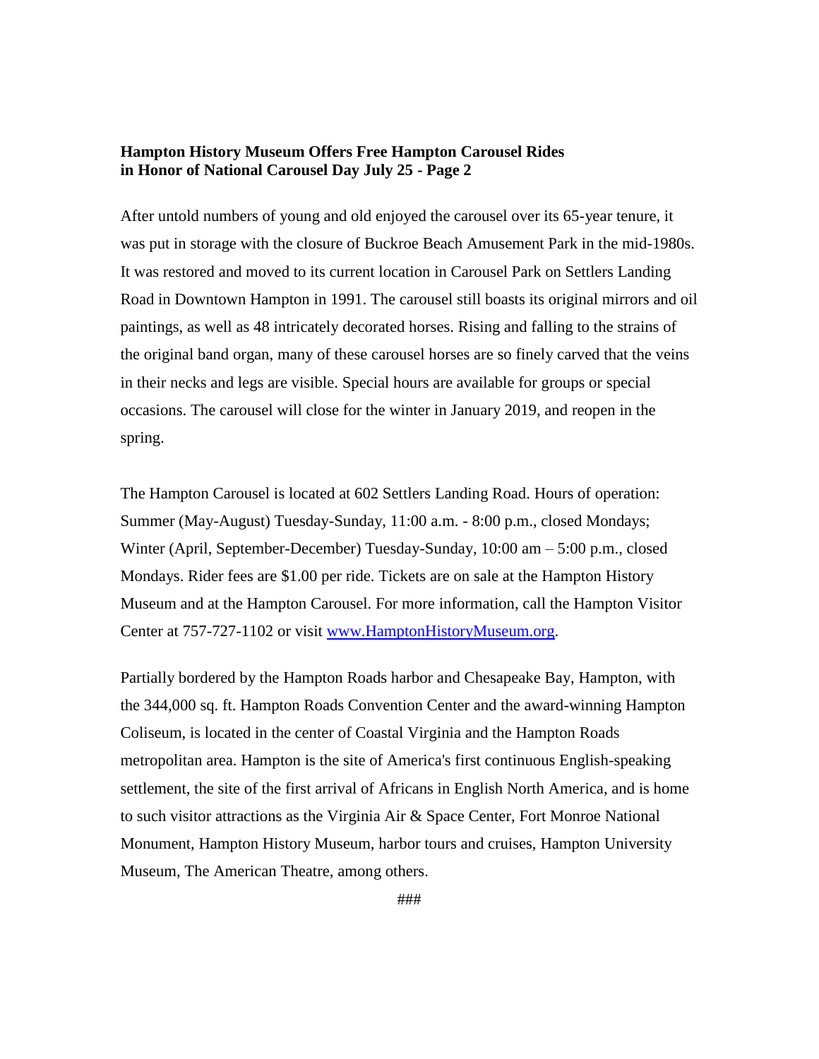**Hampton History Museum Offers Free Hampton Carousel Rides in Honor of National Carousel Day July 25 - Page 2**

After untold numbers of young and old enjoyed the carousel over its 65-year tenure, it was put in storage with the closure of Buckroe Beach Amusement Park in the mid-1980s. It was restored and moved to its current location in Carousel Park on Settlers Landing Road in Downtown Hampton in 1991. The carousel still boasts its original mirrors and oil paintings, as well as 48 intricately decorated horses. Rising and falling to the strains of the original band organ, many of these carousel horses are so finely carved that the veins in their necks and legs are visible. Special hours are available for groups or special occasions. The carousel will close for the winter in January 2019, and reopen in the spring.

The Hampton Carousel is located at 602 Settlers Landing Road. Hours of operation: Summer (May-August) Tuesday-Sunday, 11:00 a.m. - 8:00 p.m., closed Mondays; Winter (April, September-December) Tuesday-Sunday, 10:00 am – 5:00 p.m., closed Mondays. Rider fees are $1.00 per ride. Tickets are on sale at the Hampton History Museum and at the Hampton Carousel. For more information, call the Hampton Visitor Center at 757-727-1102 or visit [www.HamptonHistoryMuseum.org](http://www.HamptonHistoryMuseum.org).

Partially bordered by the Hampton Roads harbor and Chesapeake Bay, Hampton, with the 344,000 sq. ft. Hampton Roads Convention Center and the award-winning Hampton Coliseum, is located in the center of Coastal Virginia and the Hampton Roads metropolitan area. Hampton is the site of America's first continuous English-speaking settlement, the site of the first arrival of Africans in English North America, and is home to such visitor attractions as the Virginia Air & Space Center, Fort Monroe National Monument, Hampton History Museum, harbor tours and cruises, Hampton University Museum, The American Theatre, among others.

###